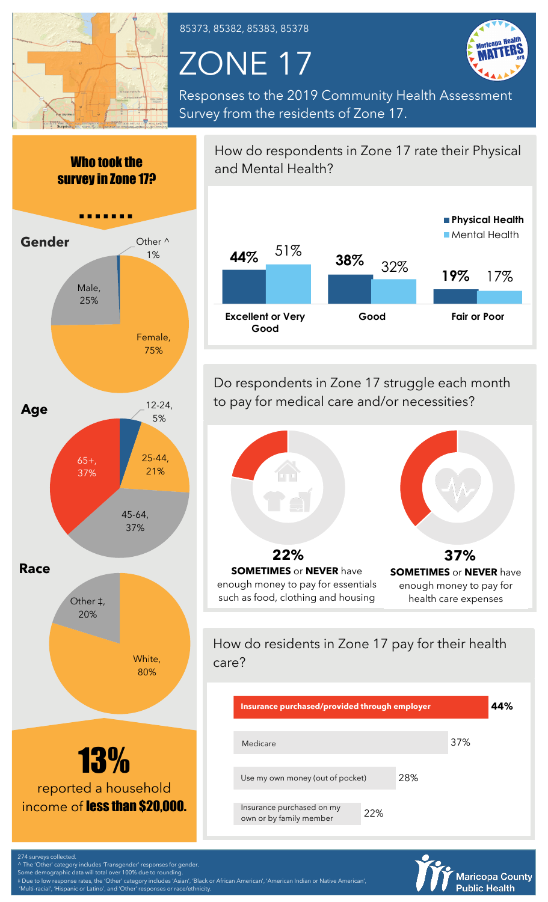85373, 85382, 85383, 85378

# ZONE 17

Responses to the 2019 Community Health Assessment Survey from the residents of Zone 17.

## Who took the survey in Zone 17?

### Gender

| Gender | Percent |
|---|---|
| Female | 75% |
| Male | 25% |
| Other ^ | 1% |

### Age

| Age | Percent |
|---|---|
| 12-24 | 5% |
| 25-44 | 21% |
| 45-64 | 37% |
| 65+ | 37% |

### Race

| Race | Percent |
|---|---|
| White | 80% |
| Other ‡ | 20% |

**13%** reported a household income of **less than $20,000.**

## How do respondents in Zone 17 rate their Physical and Mental Health?

| | Physical Health | Mental Health |
|---|---|---|
| Excellent or Very Good | 44% | 51% |
| Good | 38% | 32% |
| Fair or Poor | 19% | 17% |

## Do respondents in Zone 17 struggle each month to pay for medical care and/or necessities?

**22%** **SOMETIMES** or **NEVER** have enough money to pay for essentials such as food, clothing and housing

**37%** **SOMETIMES** or **NEVER** have enough money to pay for health care expenses

## How do residents in Zone 17 pay for their health care?

| Payment method | Percent |
|---|---|
| Insurance purchased/provided through employer | 44% |
| Medicare | 37% |
| Use my own money (out of pocket) | 28% |
| Insurance purchased on my own or by family member | 22% |

274 surveys collected.
^ The 'Other' category includes 'Transgender' responses for gender.
Some demographic data will total over 100% due to rounding.
‡ Due to low response rates, the 'Other' category includes 'Asian', 'Black or African American', 'American Indian or Native American', 'Multi-racial', 'Hispanic or Latino', and 'Other' responses on race/ethnicity.

Maricopa County Public Health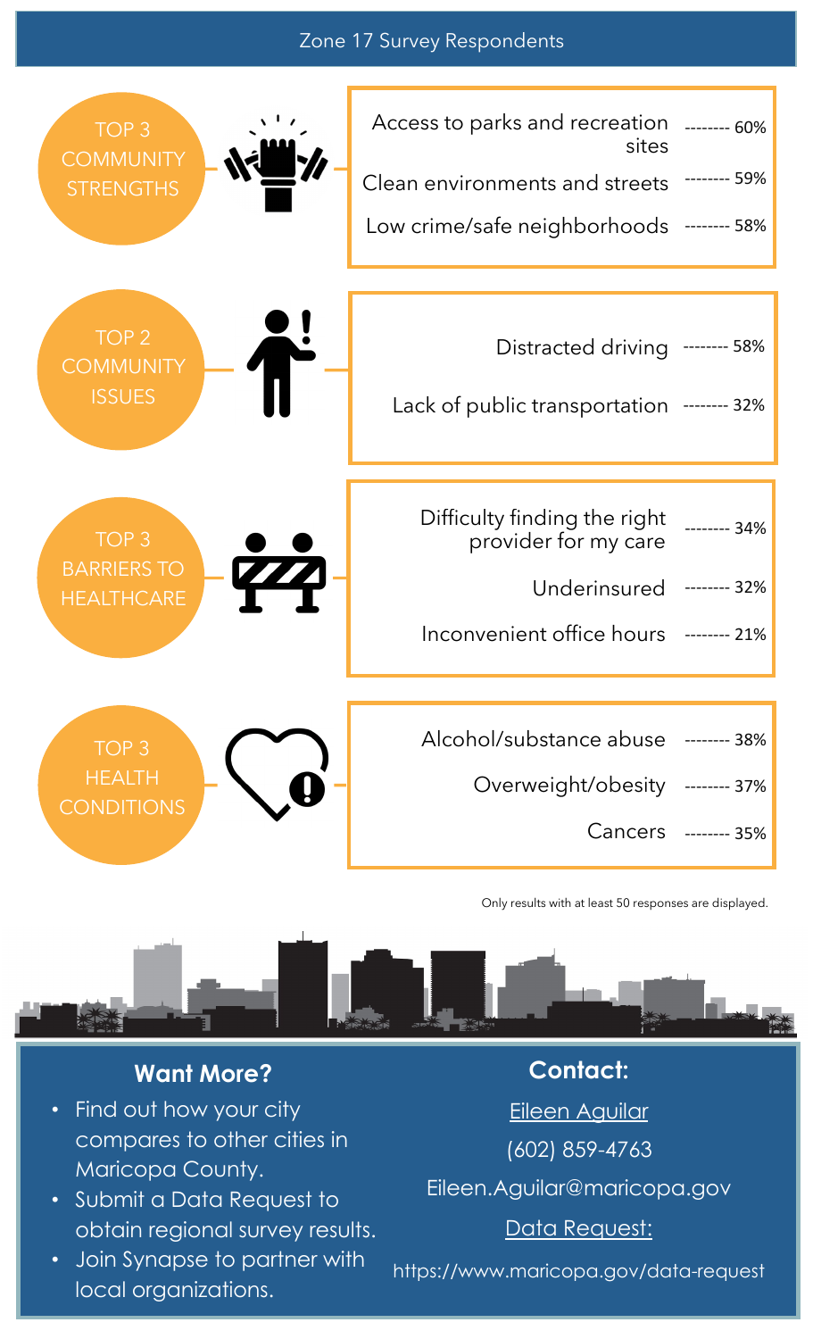## Zone 17 Survey Respondents

### TOP 3 COMMUNITY STRENGTHS

- Access to parks and recreation sites -------- 60%
- Clean environments and streets -------- 59%
- Low crime/safe neighborhoods -------- 58%

### TOP 2 COMMUNITY ISSUES

- Distracted driving -------- 58%
- Lack of public transportation -------- 32%

### TOP 3 BARRIERS TO HEALTHCARE

- Difficulty finding the right provider for my care -------- 34%
- Underinsured -------- 32%
- Inconvenient office hours -------- 21%

### TOP 3 HEALTH CONDITIONS

- Alcohol/substance abuse -------- 38%
- Overweight/obesity -------- 37%
- Cancers -------- 35%

Only results with at least 50 responses are displayed.

## Want More?

- Find out how your city compares to other cities in Maricopa County.
- Submit a Data Request to obtain regional survey results.
- Join Synapse to partner with local organizations.

## Contact:

Eileen Aguilar

(602) 859-4763

Eileen.Aguilar@maricopa.gov

Data Request:

https://www.maricopa.gov/data-request